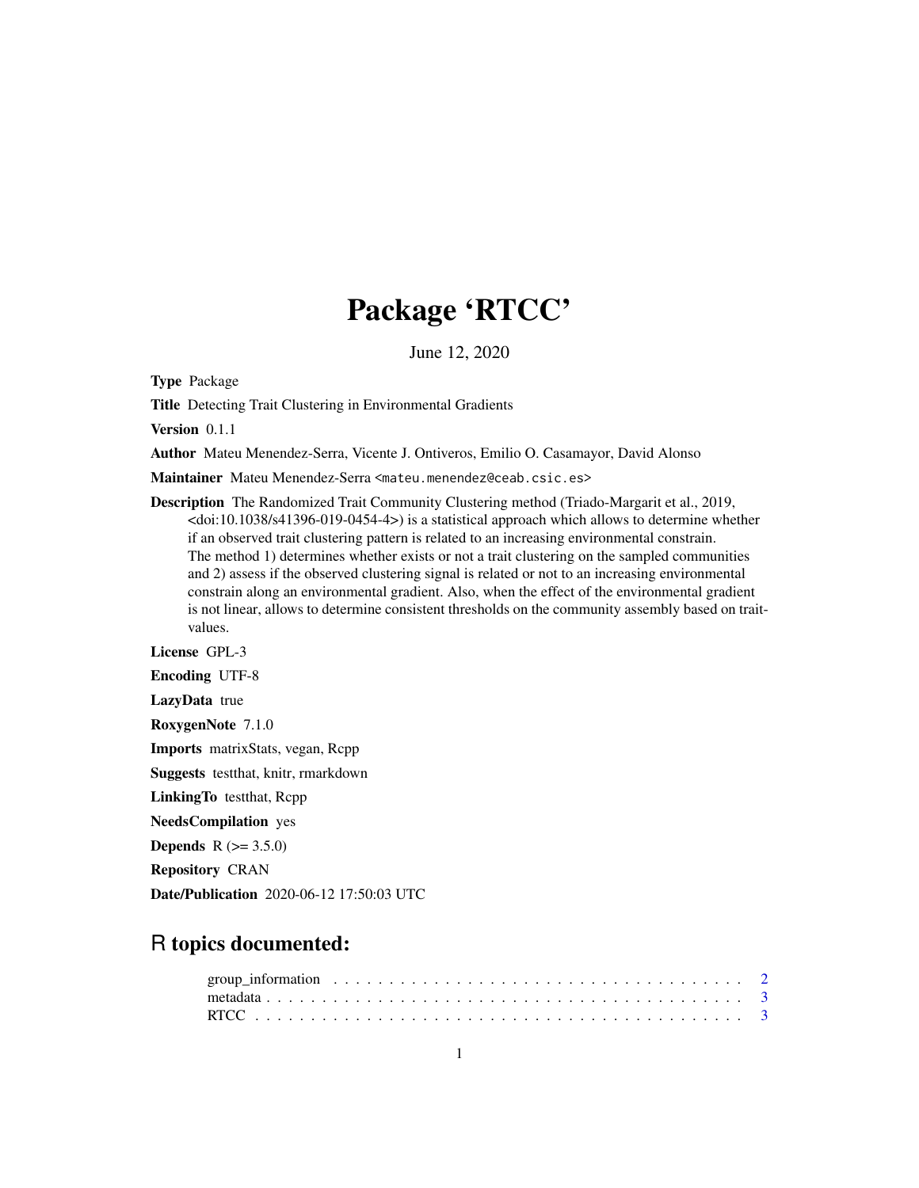# Package 'RTCC'

June 12, 2020

**Type** Package

**Title** Detecting Trait Clustering in Environmental Gradients

**Version** 0.1.1

**Author** Mateu Menendez-Serra, Vicente J. Ontiveros, Emilio O. Casamayor, David Alonso

**Maintainer** Mateu Menendez-Serra <mateu.menendez@ceab.csic.es>

**Description** The Randomized Trait Community Clustering method (Triado-Margarit et al., 2019, <doi:10.1038/s41396-019-0454-4>) is a statistical approach which allows to determine whether if an observed trait clustering pattern is related to an increasing environmental constrain. The method 1) determines whether exists or not a trait clustering on the sampled communities and 2) assess if the observed clustering signal is related or not to an increasing environmental constrain along an environmental gradient. Also, when the effect of the environmental gradient is not linear, allows to determine consistent thresholds on the community assembly based on trait-values.

**License** GPL-3

**Encoding** UTF-8

**LazyData** true

**RoxygenNote** 7.1.0

**Imports** matrixStats, vegan, Rcpp

**Suggests** testthat, knitr, rmarkdown

**LinkingTo** testthat, Rcpp

**NeedsCompilation** yes

**Depends** R (>= 3.5.0)

**Repository** CRAN

**Date/Publication** 2020-06-12 17:50:03 UTC

## R topics documented:

group_information . . . . . . . . . . . . . . . . . . . . . . . . . . . . . . . . . . . . . 2
metadata . . . . . . . . . . . . . . . . . . . . . . . . . . . . . . . . . . . . . . . . . . 3
RTCC . . . . . . . . . . . . . . . . . . . . . . . . . . . . . . . . . . . . . . . . . . . . 3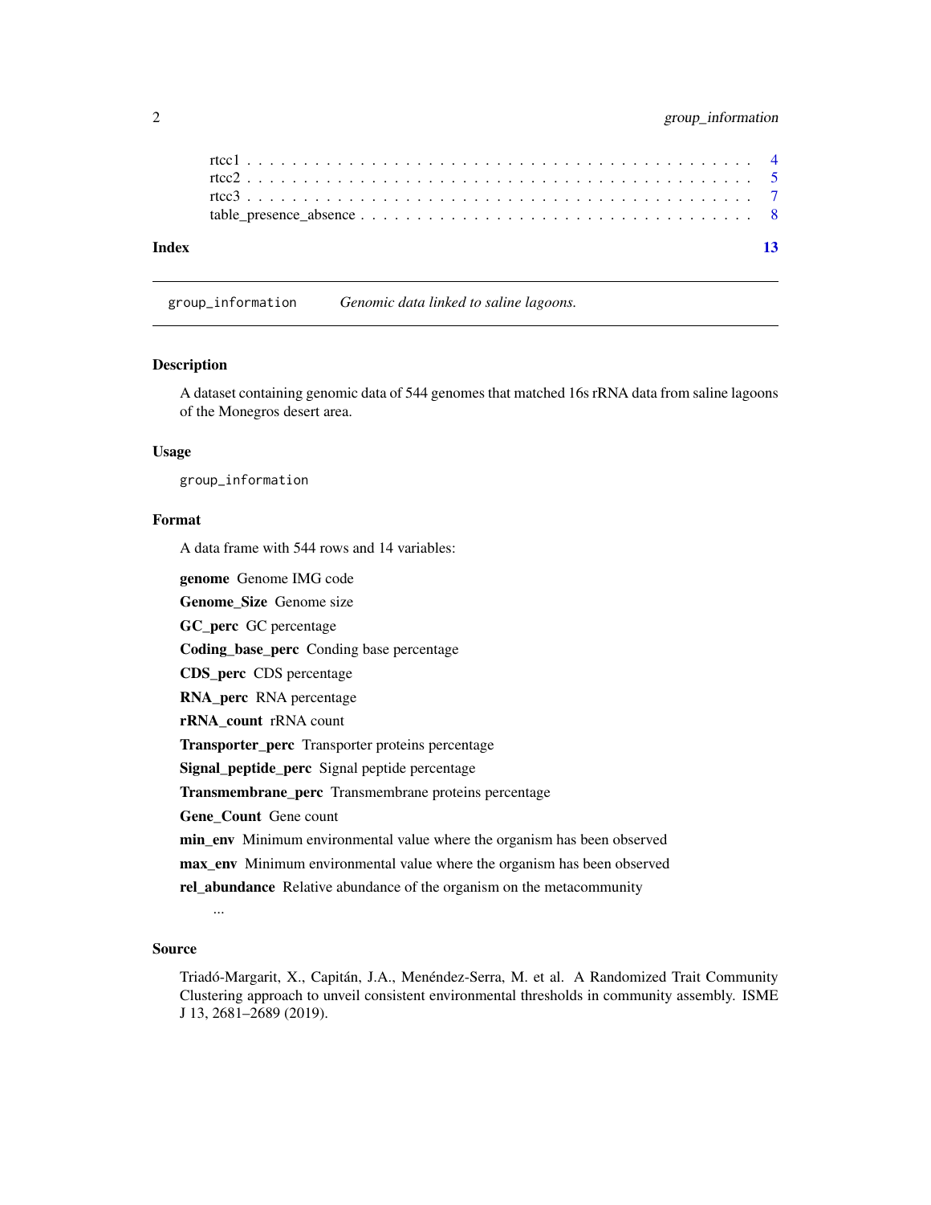| | |
|---|---|
| rtcc1 | 4 |
| rtcc2 | 5 |
| rtcc3 | 7 |
| table_presence_absence | 8 |

**Index** 13

---

## group_information *Genomic data linked to saline lagoons.*

### Description

A dataset containing genomic data of 544 genomes that matched 16s rRNA data from saline lagoons of the Monegros desert area.

### Usage

```
group_information
```

### Format

A data frame with 544 rows and 14 variables:

**genome** Genome IMG code

**Genome_Size** Genome size

**GC_perc** GC percentage

**Coding_base_perc** Conding base percentage

**CDS_perc** CDS percentage

**RNA_perc** RNA percentage

**rRNA_count** rRNA count

**Transporter_perc** Transporter proteins percentage

**Signal_peptide_perc** Signal peptide percentage

**Transmembrane_perc** Transmembrane proteins percentage

**Gene_Count** Gene count

**min_env** Minimum environmental value where the organism has been observed

**max_env** Minimum environmental value where the organism has been observed

**rel_abundance** Relative abundance of the organism on the metacommunity

...

### Source

Triadó-Margarit, X., Capitán, J.A., Menéndez-Serra, M. et al. A Randomized Trait Community Clustering approach to unveil consistent environmental thresholds in community assembly. ISME J 13, 2681–2689 (2019).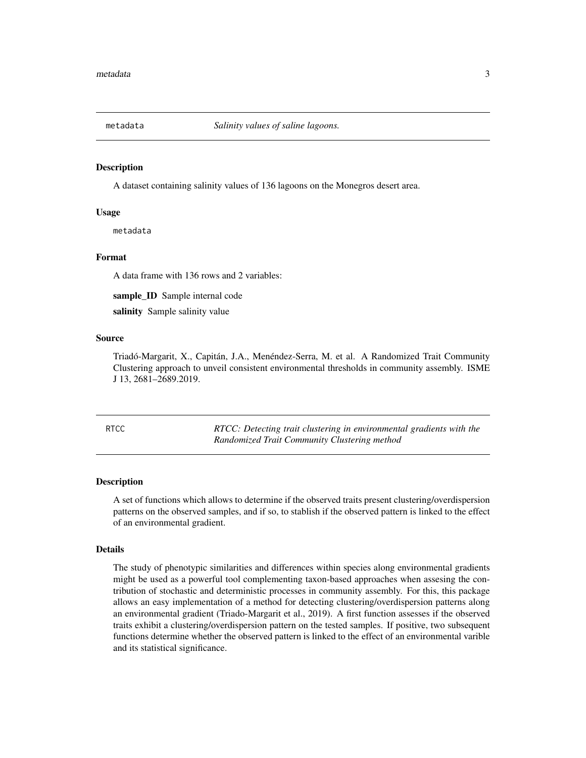## metadata — *Salinity values of saline lagoons.*

### Description

A dataset containing salinity values of 136 lagoons on the Monegros desert area.

### Usage

```
metadata
```

### Format

A data frame with 136 rows and 2 variables:

**sample_ID** Sample internal code

**salinity** Sample salinity value

### Source

Triadó-Margarit, X., Capitán, J.A., Menéndez-Serra, M. et al. A Randomized Trait Community Clustering approach to unveil consistent environmental thresholds in community assembly. ISME J 13, 2681–2689.2019.

## RTCC — *RTCC: Detecting trait clustering in environmental gradients with the Randomized Trait Community Clustering method*

### Description

A set of functions which allows to determine if the observed traits present clustering/overdispersion patterns on the observed samples, and if so, to stablish if the observed pattern is linked to the effect of an environmental gradient.

### Details

The study of phenotypic similarities and differences within species along environmental gradients might be used as a powerful tool complementing taxon-based approaches when assesing the contribution of stochastic and deterministic processes in community assembly. For this, this package allows an easy implementation of a method for detecting clustering/overdispersion patterns along an environmental gradient (Triado-Margarit et al., 2019). A first function assesses if the observed traits exhibit a clustering/overdispersion pattern on the tested samples. If positive, two subsequent functions determine whether the observed pattern is linked to the effect of an environmental varible and its statistical significance.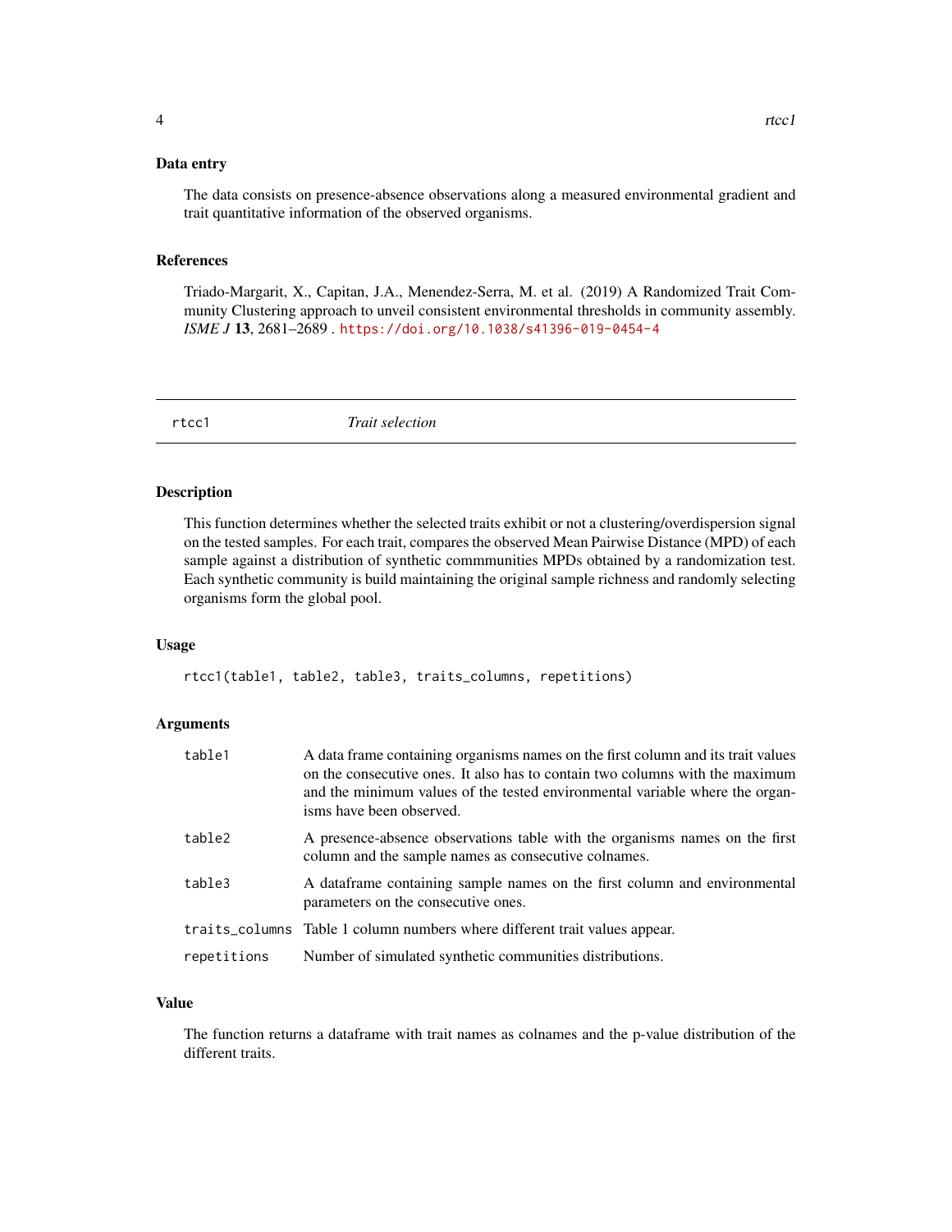### Data entry

The data consists on presence-absence observations along a measured environmental gradient and trait quantitative information of the observed organisms.

### References

Triado-Margarit, X., Capitan, J.A., Menendez-Serra, M. et al. (2019) A Randomized Trait Community Clustering approach to unveil consistent environmental thresholds in community assembly. *ISME J* **13**, 2681–2689 . https://doi.org/10.1038/s41396-019-0454-4

---

## rtcc1 &nbsp;&nbsp;&nbsp;&nbsp; *Trait selection*

---

### Description

This function determines whether the selected traits exhibit or not a clustering/overdispersion signal on the tested samples. For each trait, compares the observed Mean Pairwise Distance (MPD) of each sample against a distribution of synthetic commmunities MPDs obtained by a randomization test. Each synthetic community is build maintaining the original sample richness and randomly selecting organisms form the global pool.

### Usage

```
rtcc1(table1, table2, table3, traits_columns, repetitions)
```

### Arguments

| | |
|---|---|
| table1 | A data frame containing organisms names on the first column and its trait values on the consecutive ones. It also has to contain two columns with the maximum and the minimum values of the tested environmental variable where the organisms have been observed. |
| table2 | A presence-absence observations table with the organisms names on the first column and the sample names as consecutive colnames. |
| table3 | A dataframe containing sample names on the first column and environmental parameters on the consecutive ones. |
| traits_columns | Table 1 column numbers where different trait values appear. |
| repetitions | Number of simulated synthetic communities distributions. |

### Value

The function returns a dataframe with trait names as colnames and the p-value distribution of the different traits.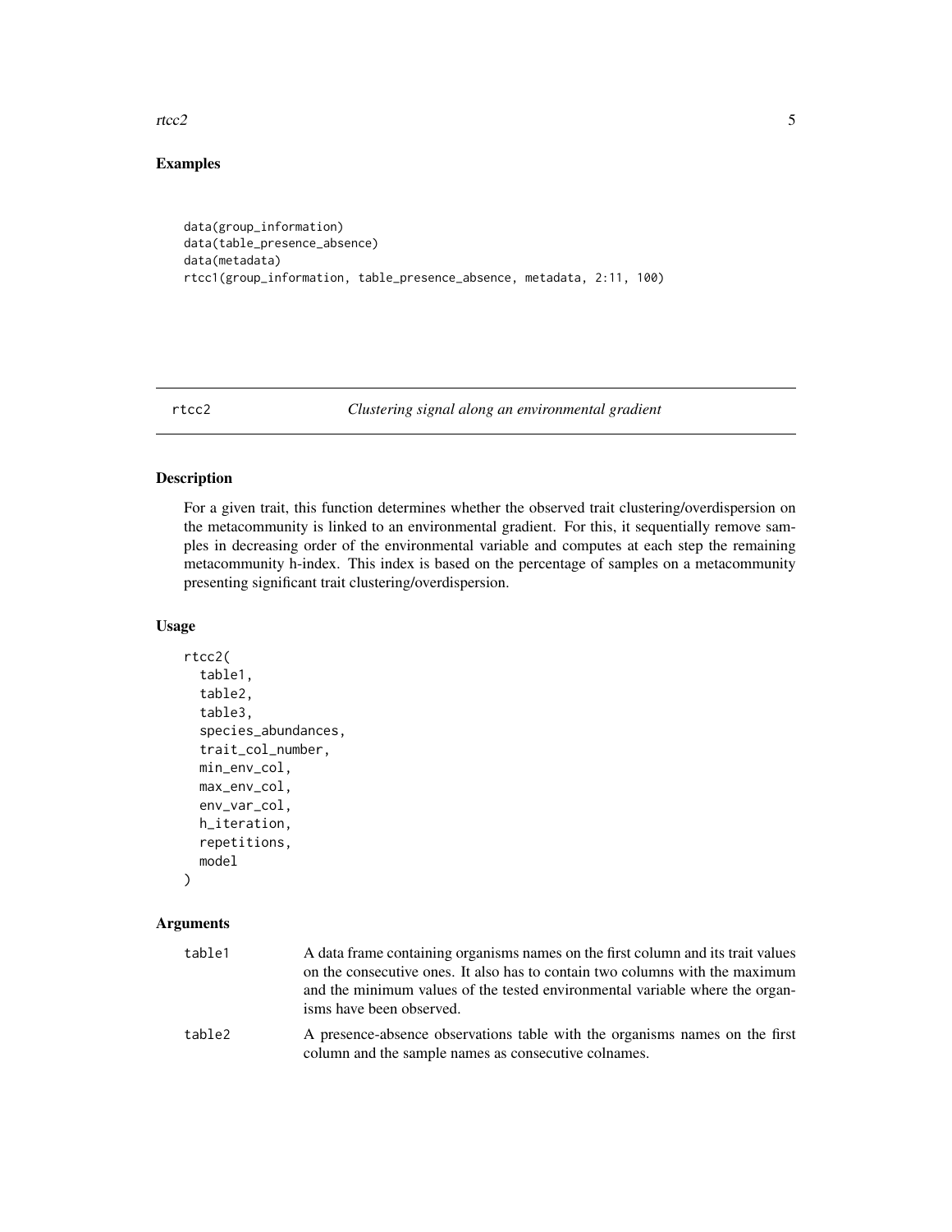## Examples

```
data(group_information)
data(table_presence_absence)
data(metadata)
rtcc1(group_information, table_presence_absence, metadata, 2:11, 100)
```

---

# rtcc2 *Clustering signal along an environmental gradient*

## Description

For a given trait, this function determines whether the observed trait clustering/overdispersion on the metacommunity is linked to an environmental gradient. For this, it sequentially remove samples in decreasing order of the environmental variable and computes at each step the remaining metacommunity h-index. This index is based on the percentage of samples on a metacommunity presenting significant trait clustering/overdispersion.

## Usage

```
rtcc2(
  table1,
  table2,
  table3,
  species_abundances,
  trait_col_number,
  min_env_col,
  max_env_col,
  env_var_col,
  h_iteration,
  repetitions,
  model
)
```

## Arguments

| | |
|---|---|
| table1 | A data frame containing organisms names on the first column and its trait values on the consecutive ones. It also has to contain two columns with the maximum and the minimum values of the tested environmental variable where the organisms have been observed. |
| table2 | A presence-absence observations table with the organisms names on the first column and the sample names as consecutive colnames. |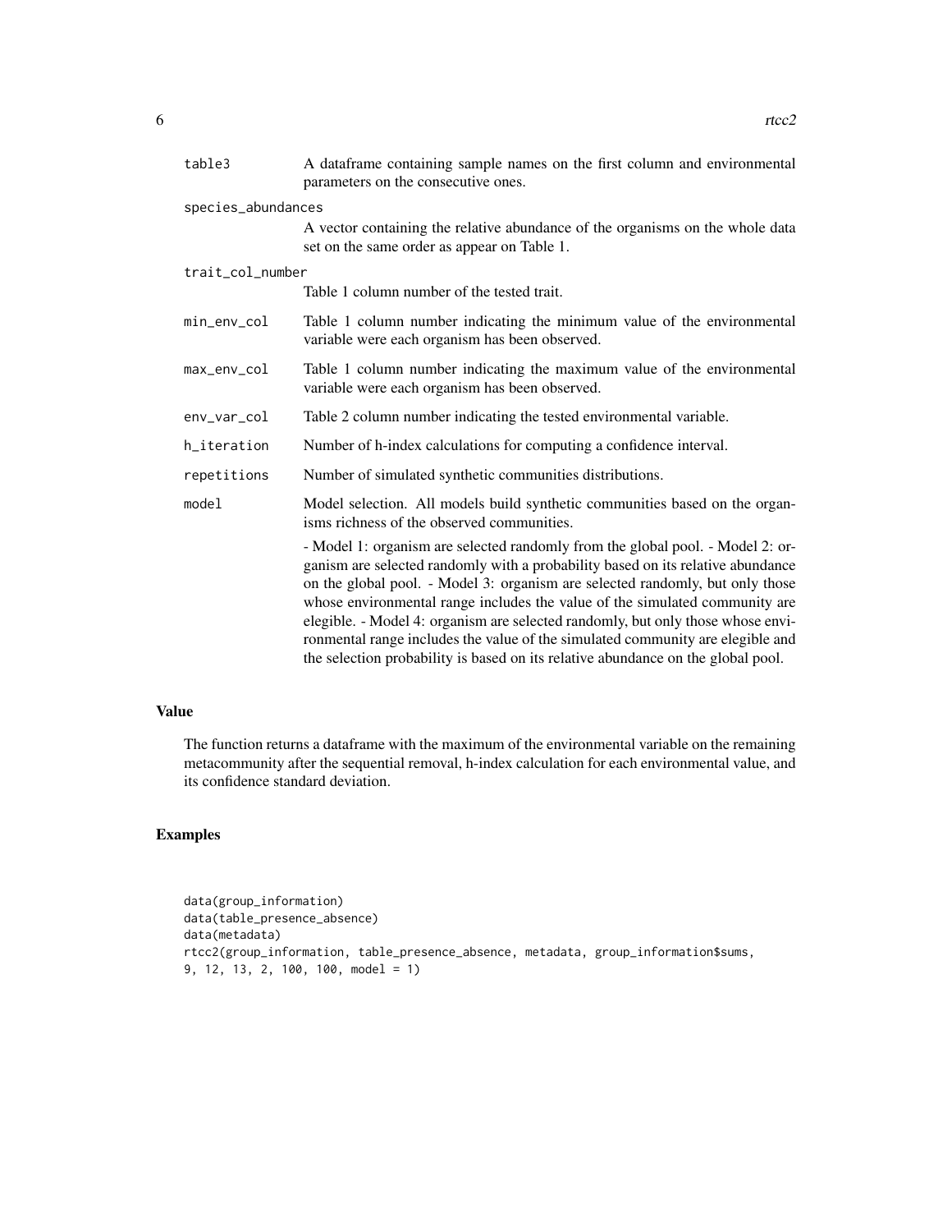| | |
|---|---|
| table3 | A dataframe containing sample names on the first column and environmental parameters on the consecutive ones. |
| species_abundances | A vector containing the relative abundance of the organisms on the whole data set on the same order as appear on Table 1. |
| trait_col_number | Table 1 column number of the tested trait. |
| min_env_col | Table 1 column number indicating the minimum value of the environmental variable were each organism has been observed. |
| max_env_col | Table 1 column number indicating the maximum value of the environmental variable were each organism has been observed. |
| env_var_col | Table 2 column number indicating the tested environmental variable. |
| h_iteration | Number of h-index calculations for computing a confidence interval. |
| repetitions | Number of simulated synthetic communities distributions. |
| model | Model selection. All models build synthetic communities based on the organisms richness of the observed communities. - Model 1: organism are selected randomly from the global pool. - Model 2: organism are selected randomly with a probability based on its relative abundance on the global pool. - Model 3: organism are selected randomly, but only those whose environmental range includes the value of the simulated community are elegible. - Model 4: organism are selected randomly, but only those whose environmental range includes the value of the simulated community are elegible and the selection probability is based on its relative abundance on the global pool. |

## Value

The function returns a dataframe with the maximum of the environmental variable on the remaining metacommunity after the sequential removal, h-index calculation for each environmental value, and its confidence standard deviation.

## Examples

```
data(group_information)
data(table_presence_absence)
data(metadata)
rtcc2(group_information, table_presence_absence, metadata, group_information$sums,
9, 12, 13, 2, 100, 100, model = 1)
```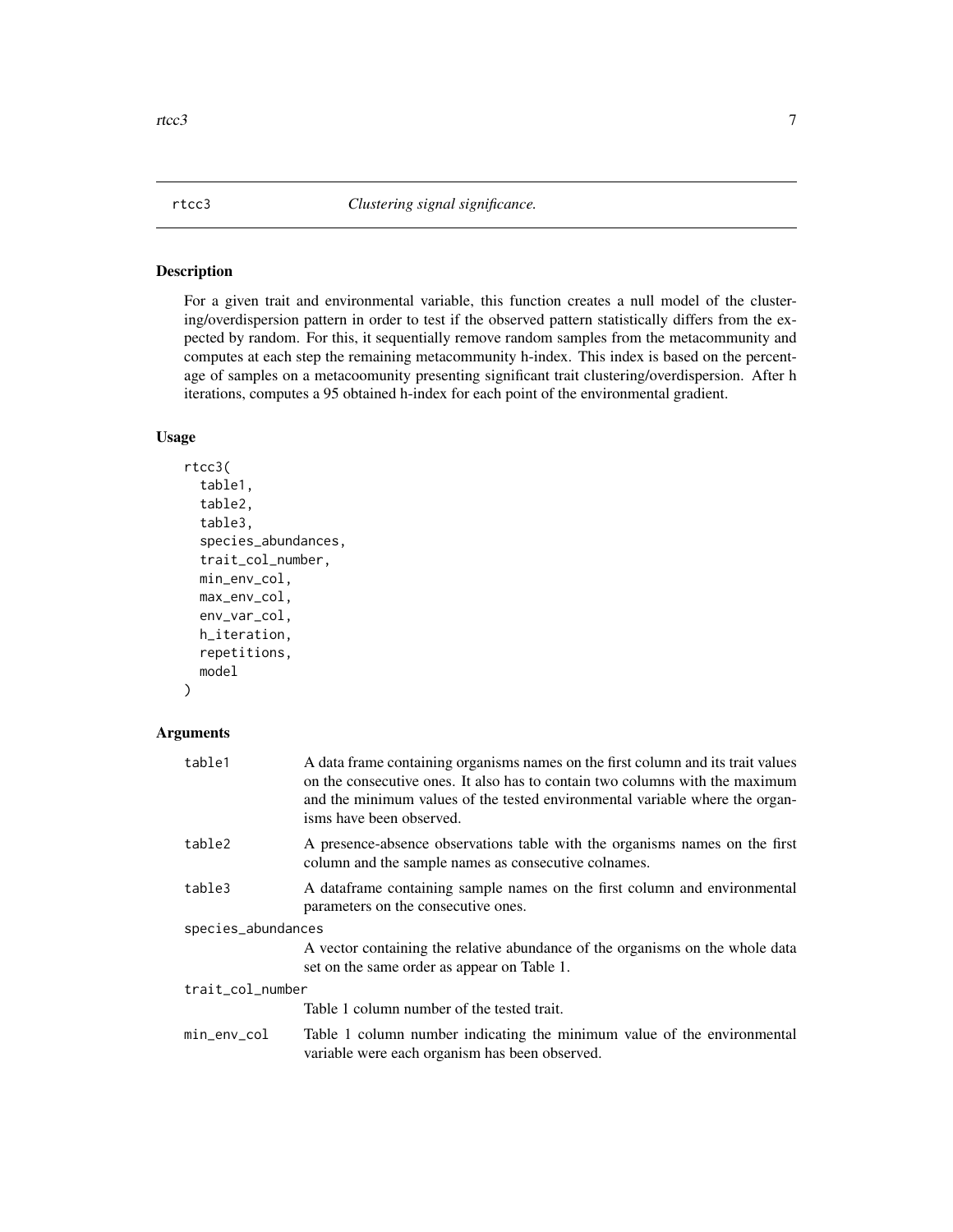`rtcc3` *Clustering signal significance.*

## Description

For a given trait and environmental variable, this function creates a null model of the clustering/overdispersion pattern in order to test if the observed pattern statistically differs from the expected by random. For this, it sequentially remove random samples from the metacommunity and computes at each step the remaining metacommunity h-index. This index is based on the percentage of samples on a metacoomunity presenting significant trait clustering/overdispersion. After h iterations, computes a 95 obtained h-index for each point of the environmental gradient.

## Usage

```
rtcc3(
  table1,
  table2,
  table3,
  species_abundances,
  trait_col_number,
  min_env_col,
  max_env_col,
  env_var_col,
  h_iteration,
  repetitions,
  model
)
```

## Arguments

| | |
|---|---|
| `table1` | A data frame containing organisms names on the first column and its trait values on the consecutive ones. It also has to contain two columns with the maximum and the minimum values of the tested environmental variable where the organisms have been observed. |
| `table2` | A presence-absence observations table with the organisms names on the first column and the sample names as consecutive colnames. |
| `table3` | A dataframe containing sample names on the first column and environmental parameters on the consecutive ones. |
| `species_abundances` | A vector containing the relative abundance of the organisms on the whole data set on the same order as appear on Table 1. |
| `trait_col_number` | Table 1 column number of the tested trait. |
| `min_env_col` | Table 1 column number indicating the minimum value of the environmental variable were each organism has been observed. |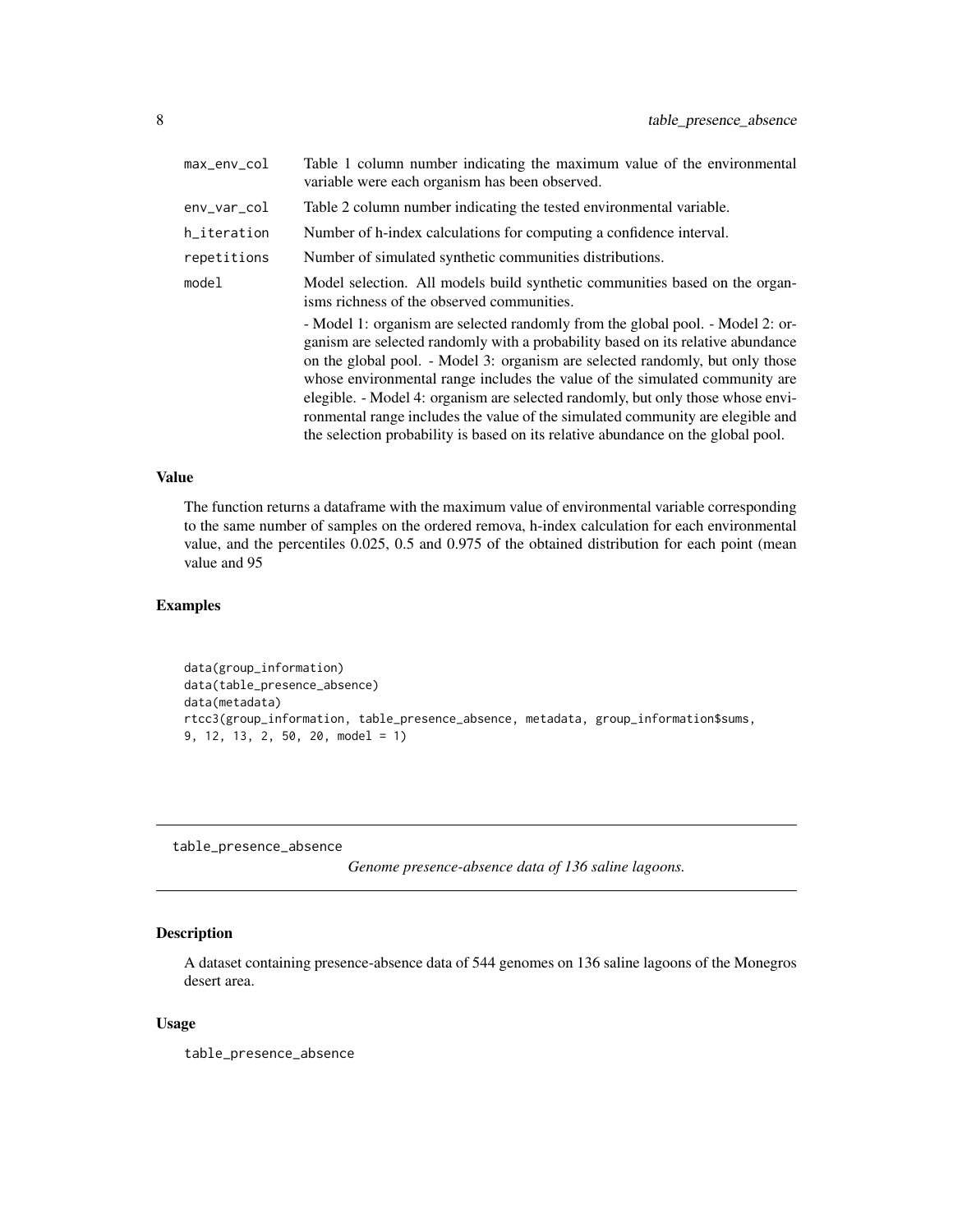| | |
|---|---|
| max_env_col | Table 1 column number indicating the maximum value of the environmental variable were each organism has been observed. |
| env_var_col | Table 2 column number indicating the tested environmental variable. |
| h_iteration | Number of h-index calculations for computing a confidence interval. |
| repetitions | Number of simulated synthetic communities distributions. |
| model | Model selection. All models build synthetic communities based on the organisms richness of the observed communities. - Model 1: organism are selected randomly from the global pool. - Model 2: organism are selected randomly with a probability based on its relative abundance on the global pool. - Model 3: organism are selected randomly, but only those whose environmental range includes the value of the simulated community are elegible. - Model 4: organism are selected randomly, but only those whose environmental range includes the value of the simulated community are elegible and the selection probability is based on its relative abundance on the global pool. |

### Value

The function returns a dataframe with the maximum value of environmental variable corresponding to the same number of samples on the ordered remova, h-index calculation for each environmental value, and the percentiles 0.025, 0.5 and 0.975 of the obtained distribution for each point (mean value and 95

### Examples

```
data(group_information)
data(table_presence_absence)
data(metadata)
rtcc3(group_information, table_presence_absence, metadata, group_information$sums,
9, 12, 13, 2, 50, 20, model = 1)
```

---

## table_presence_absence

*Genome presence-absence data of 136 saline lagoons.*

### Description

A dataset containing presence-absence data of 544 genomes on 136 saline lagoons of the Monegros desert area.

### Usage

```
table_presence_absence
```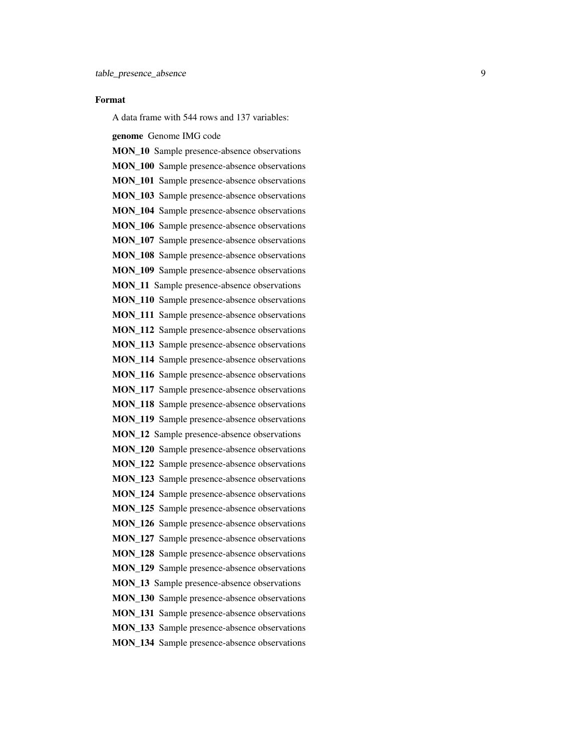### Format

A data frame with 544 rows and 137 variables:

**genome** Genome IMG code

**MON_10** Sample presence-absence observations

**MON_100** Sample presence-absence observations

**MON_101** Sample presence-absence observations

**MON_103** Sample presence-absence observations

**MON_104** Sample presence-absence observations

**MON_106** Sample presence-absence observations

**MON_107** Sample presence-absence observations

**MON_108** Sample presence-absence observations

**MON_109** Sample presence-absence observations

**MON_11** Sample presence-absence observations

**MON_110** Sample presence-absence observations

**MON_111** Sample presence-absence observations

**MON_112** Sample presence-absence observations

**MON_113** Sample presence-absence observations

**MON_114** Sample presence-absence observations

**MON_116** Sample presence-absence observations

**MON_117** Sample presence-absence observations

**MON_118** Sample presence-absence observations

**MON_119** Sample presence-absence observations

**MON_12** Sample presence-absence observations

**MON_120** Sample presence-absence observations

**MON_122** Sample presence-absence observations

**MON_123** Sample presence-absence observations

**MON_124** Sample presence-absence observations

**MON_125** Sample presence-absence observations

**MON_126** Sample presence-absence observations

**MON_127** Sample presence-absence observations

**MON_128** Sample presence-absence observations

**MON_129** Sample presence-absence observations

**MON_13** Sample presence-absence observations

**MON_130** Sample presence-absence observations

**MON_131** Sample presence-absence observations

**MON_133** Sample presence-absence observations

**MON_134** Sample presence-absence observations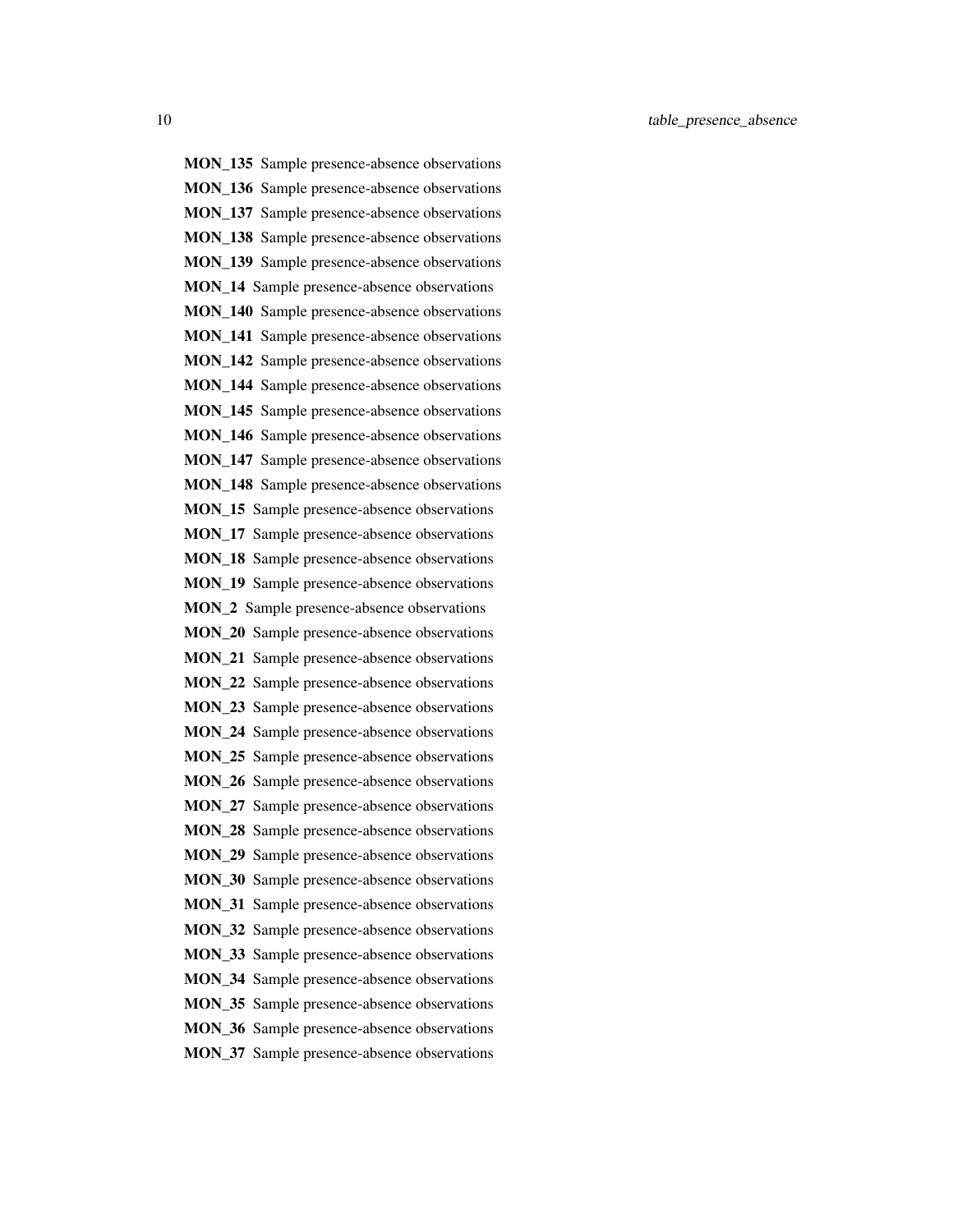**MON_135** Sample presence-absence observations

**MON_136** Sample presence-absence observations

**MON_137** Sample presence-absence observations

**MON_138** Sample presence-absence observations

**MON_139** Sample presence-absence observations

**MON_14** Sample presence-absence observations

**MON_140** Sample presence-absence observations

**MON_141** Sample presence-absence observations

**MON_142** Sample presence-absence observations

**MON_144** Sample presence-absence observations

**MON_145** Sample presence-absence observations

**MON_146** Sample presence-absence observations

**MON_147** Sample presence-absence observations

**MON_148** Sample presence-absence observations

**MON_15** Sample presence-absence observations

**MON_17** Sample presence-absence observations

**MON_18** Sample presence-absence observations

**MON_19** Sample presence-absence observations

**MON_2** Sample presence-absence observations

**MON_20** Sample presence-absence observations

**MON_21** Sample presence-absence observations

**MON_22** Sample presence-absence observations

**MON_23** Sample presence-absence observations

**MON_24** Sample presence-absence observations

**MON_25** Sample presence-absence observations

**MON_26** Sample presence-absence observations

**MON_27** Sample presence-absence observations

**MON_28** Sample presence-absence observations

**MON_29** Sample presence-absence observations

**MON_30** Sample presence-absence observations

**MON_31** Sample presence-absence observations

**MON_32** Sample presence-absence observations

**MON_33** Sample presence-absence observations

**MON_34** Sample presence-absence observations

**MON_35** Sample presence-absence observations

**MON_36** Sample presence-absence observations

**MON_37** Sample presence-absence observations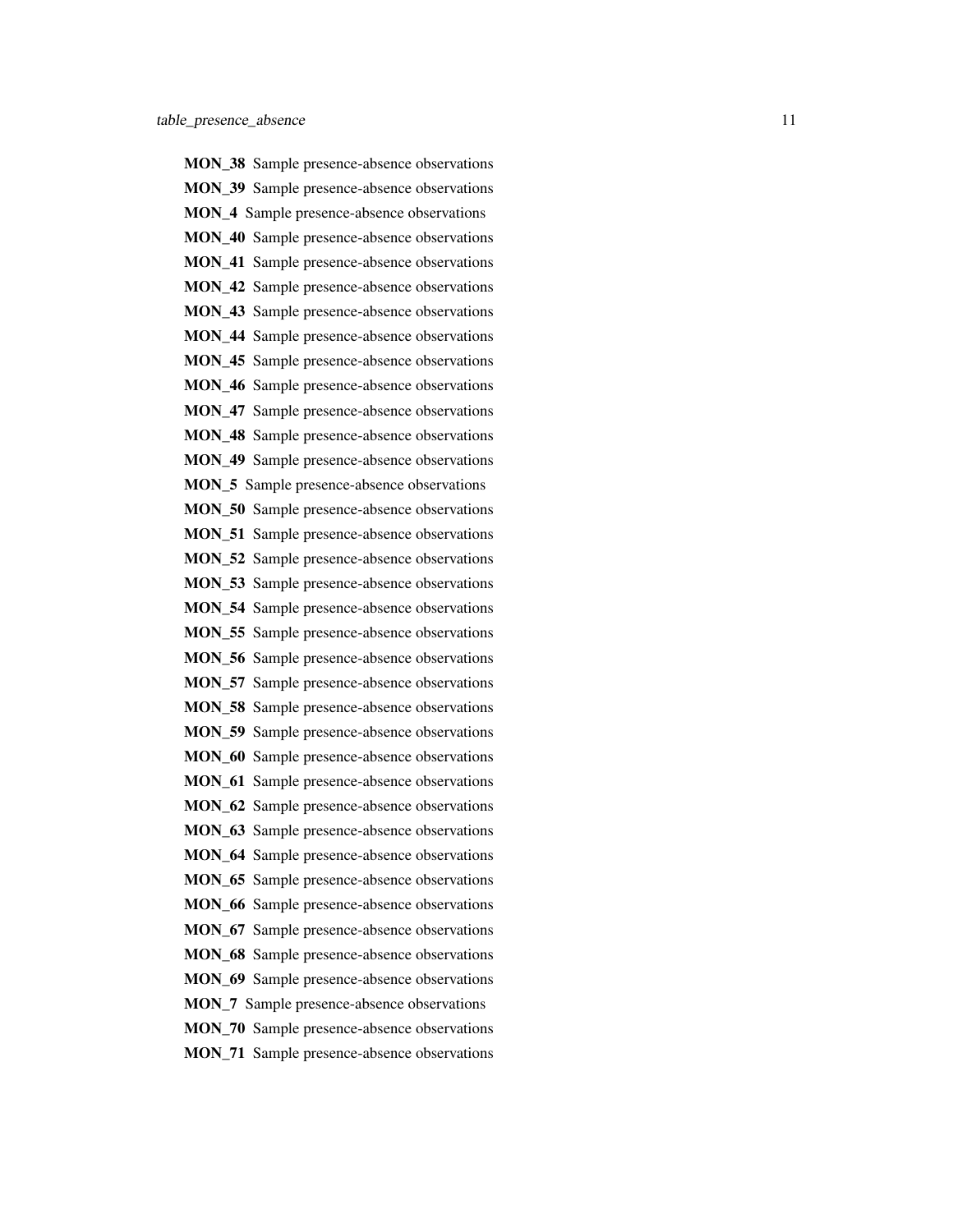**MON_38** Sample presence-absence observations

**MON_39** Sample presence-absence observations

**MON_4** Sample presence-absence observations

**MON_40** Sample presence-absence observations

**MON_41** Sample presence-absence observations

**MON_42** Sample presence-absence observations

**MON_43** Sample presence-absence observations

**MON_44** Sample presence-absence observations

**MON_45** Sample presence-absence observations

**MON_46** Sample presence-absence observations

**MON_47** Sample presence-absence observations

**MON_48** Sample presence-absence observations

**MON_49** Sample presence-absence observations

**MON_5** Sample presence-absence observations

**MON_50** Sample presence-absence observations

**MON_51** Sample presence-absence observations

**MON_52** Sample presence-absence observations

**MON_53** Sample presence-absence observations

**MON_54** Sample presence-absence observations

**MON_55** Sample presence-absence observations

**MON_56** Sample presence-absence observations

**MON_57** Sample presence-absence observations

**MON_58** Sample presence-absence observations

**MON_59** Sample presence-absence observations

**MON_60** Sample presence-absence observations

**MON_61** Sample presence-absence observations

**MON_62** Sample presence-absence observations

**MON_63** Sample presence-absence observations

**MON_64** Sample presence-absence observations

**MON_65** Sample presence-absence observations

**MON_66** Sample presence-absence observations

**MON_67** Sample presence-absence observations

**MON_68** Sample presence-absence observations

**MON_69** Sample presence-absence observations

**MON_7** Sample presence-absence observations

**MON_70** Sample presence-absence observations

**MON_71** Sample presence-absence observations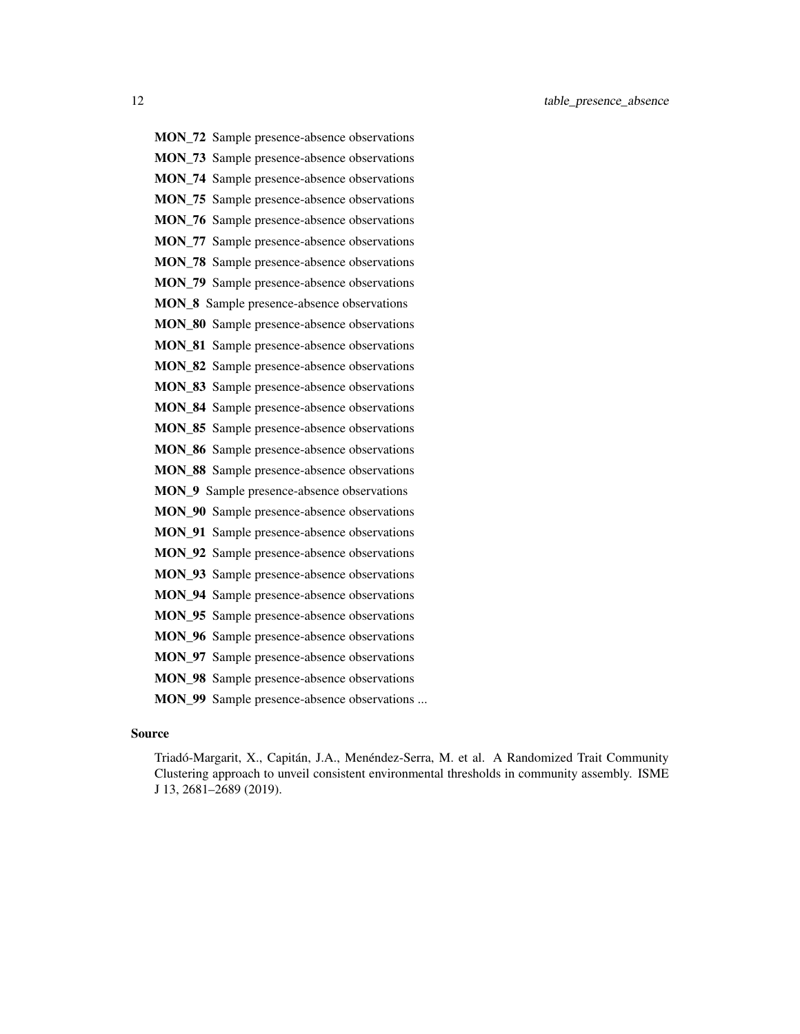**MON_72** Sample presence-absence observations

**MON_73** Sample presence-absence observations

**MON_74** Sample presence-absence observations

**MON_75** Sample presence-absence observations

**MON_76** Sample presence-absence observations

**MON_77** Sample presence-absence observations

**MON_78** Sample presence-absence observations

**MON_79** Sample presence-absence observations

**MON_8** Sample presence-absence observations

**MON_80** Sample presence-absence observations

**MON_81** Sample presence-absence observations

**MON_82** Sample presence-absence observations

**MON_83** Sample presence-absence observations

**MON_84** Sample presence-absence observations

**MON_85** Sample presence-absence observations

**MON_86** Sample presence-absence observations

**MON_88** Sample presence-absence observations

**MON_9** Sample presence-absence observations

**MON_90** Sample presence-absence observations

**MON_91** Sample presence-absence observations

**MON_92** Sample presence-absence observations

**MON_93** Sample presence-absence observations

**MON_94** Sample presence-absence observations

**MON_95** Sample presence-absence observations

**MON_96** Sample presence-absence observations

**MON_97** Sample presence-absence observations

**MON_98** Sample presence-absence observations

**MON_99** Sample presence-absence observations ...

### Source

Triadó-Margarit, X., Capitán, J.A., Menéndez-Serra, M. et al. A Randomized Trait Community Clustering approach to unveil consistent environmental thresholds in community assembly. ISME J 13, 2681–2689 (2019).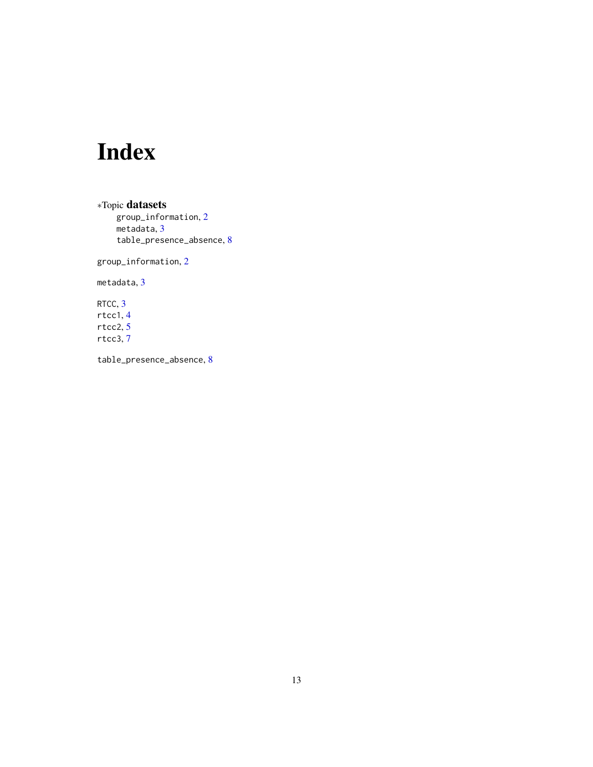# Index

∗Topic **datasets**

    group_information, 2
    metadata, 3
    table_presence_absence, 8

group_information, 2

metadata, 3

RTCC, 3
rtcc1, 4
rtcc2, 5
rtcc3, 7

table_presence_absence, 8